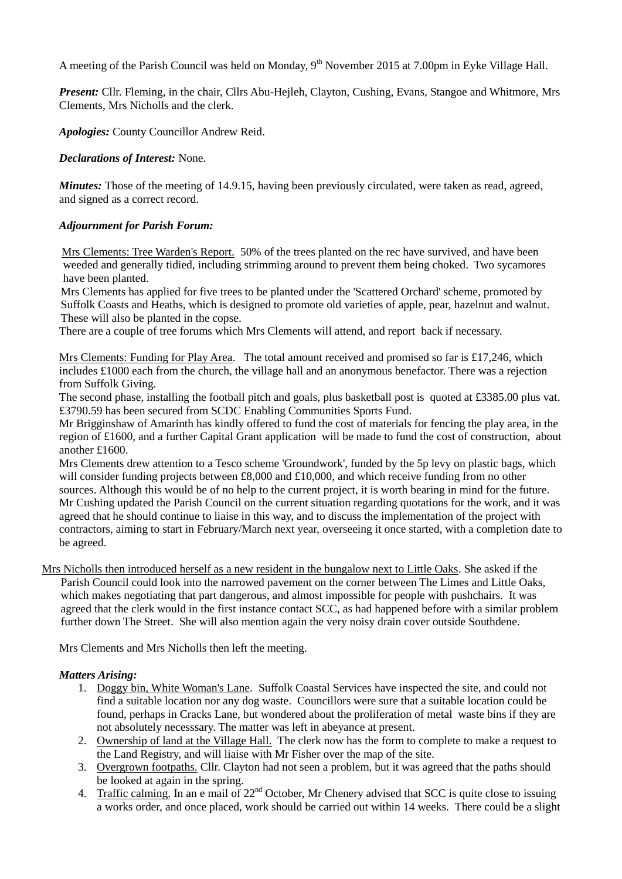A meeting of the Parish Council was held on Monday, 9th November 2015 at 7.00pm in Eyke Village Hall.

***Present:*** Cllr. Fleming, in the chair, Cllrs Abu-Hejleh, Clayton, Cushing, Evans, Stangoe and Whitmore, Mrs Clements, Mrs Nicholls and the clerk.

***Apologies:*** County Councillor Andrew Reid.

***Declarations of Interest:*** None.

***Minutes:*** Those of the meeting of 14.9.15, having been previously circulated, were taken as read, agreed, and signed as a correct record.

***Adjournment for Parish Forum:***

Mrs Clements: Tree Warden's Report. 50% of the trees planted on the rec have survived, and have been weeded and generally tidied, including strimming around to prevent them being choked. Two sycamores have been planted.
Mrs Clements has applied for five trees to be planted under the 'Scattered Orchard' scheme, promoted by Suffolk Coasts and Heaths, which is designed to promote old varieties of apple, pear, hazelnut and walnut. These will also be planted in the copse.
There are a couple of tree forums which Mrs Clements will attend, and report back if necessary.

Mrs Clements: Funding for Play Area. The total amount received and promised so far is £17,246, which includes £1000 each from the church, the village hall and an anonymous benefactor. There was a rejection from Suffolk Giving.
The second phase, installing the football pitch and goals, plus basketball post is quoted at £3385.00 plus vat. £3790.59 has been secured from SCDC Enabling Communities Sports Fund.
Mr Brigginshaw of Amarinth has kindly offered to fund the cost of materials for fencing the play area, in the region of £1600, and a further Capital Grant application will be made to fund the cost of construction, about another £1600.
Mrs Clements drew attention to a Tesco scheme 'Groundwork', funded by the 5p levy on plastic bags, which will consider funding projects between £8,000 and £10,000, and which receive funding from no other sources. Although this would be of no help to the current project, it is worth bearing in mind for the future.
Mr Cushing updated the Parish Council on the current situation regarding quotations for the work, and it was agreed that he should continue to liaise in this way, and to discuss the implementation of the project with contractors, aiming to start in February/March next year, overseeing it once started, with a completion date to be agreed.

Mrs Nicholls then introduced herself as a new resident in the bungalow next to Little Oaks. She asked if the Parish Council could look into the narrowed pavement on the corner between The Limes and Little Oaks, which makes negotiating that part dangerous, and almost impossible for people with pushchairs. It was agreed that the clerk would in the first instance contact SCC, as had happened before with a similar problem further down The Street. She will also mention again the very noisy drain cover outside Southdene.

Mrs Clements and Mrs Nicholls then left the meeting.

***Matters Arising:***

1. Doggy bin, White Woman's Lane. Suffolk Coastal Services have inspected the site, and could not find a suitable location nor any dog waste. Councillors were sure that a suitable location could be found, perhaps in Cracks Lane, but wondered about the proliferation of metal waste bins if they are not absolutely necesssary. The matter was left in abeyance at present.
2. Ownership of land at the Village Hall. The clerk now has the form to complete to make a request to the Land Registry, and will liaise with Mr Fisher over the map of the site.
3. Overgrown footpaths. Cllr. Clayton had not seen a problem, but it was agreed that the paths should be looked at again in the spring.
4. Traffic calming. In an e mail of 22nd October, Mr Chenery advised that SCC is quite close to issuing a works order, and once placed, work should be carried out within 14 weeks. There could be a slight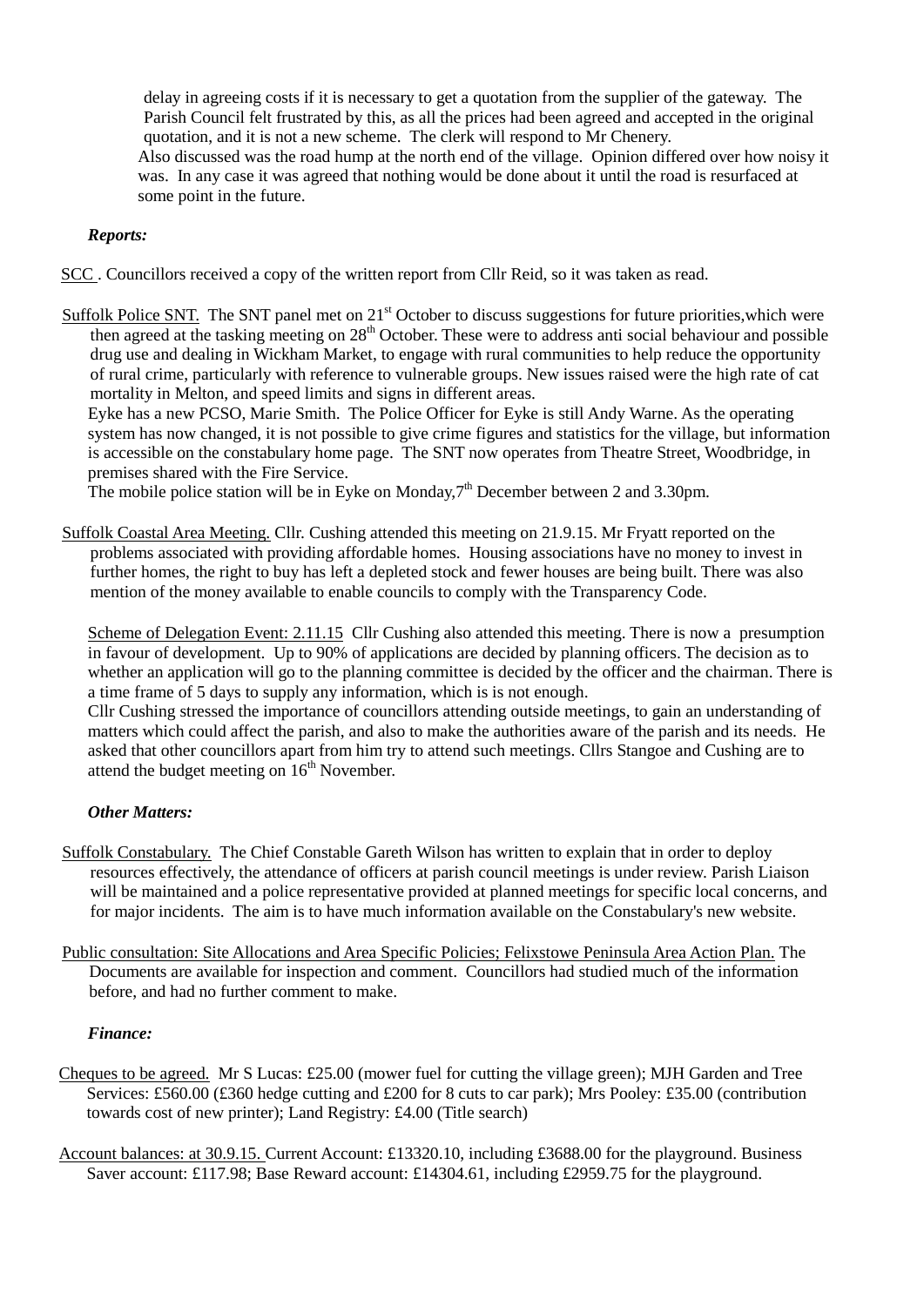delay in agreeing costs if it is necessary to get a quotation from the supplier of the gateway. The Parish Council felt frustrated by this, as all the prices had been agreed and accepted in the original quotation, and it is not a new scheme. The clerk will respond to Mr Chenery.

Also discussed was the road hump at the north end of the village. Opinion differed over how noisy it was. In any case it was agreed that nothing would be done about it until the road is resurfaced at some point in the future.

***Reports:***

SCC . Councillors received a copy of the written report from Cllr Reid, so it was taken as read.

Suffolk Police SNT. The SNT panel met on 21st October to discuss suggestions for future priorities,which were then agreed at the tasking meeting on 28th October. These were to address anti social behaviour and possible drug use and dealing in Wickham Market, to engage with rural communities to help reduce the opportunity of rural crime, particularly with reference to vulnerable groups. New issues raised were the high rate of cat mortality in Melton, and speed limits and signs in different areas.

Eyke has a new PCSO, Marie Smith. The Police Officer for Eyke is still Andy Warne. As the operating system has now changed, it is not possible to give crime figures and statistics for the village, but information is accessible on the constabulary home page. The SNT now operates from Theatre Street, Woodbridge, in premises shared with the Fire Service.

The mobile police station will be in Eyke on Monday,7th December between 2 and 3.30pm.

Suffolk Coastal Area Meeting. Cllr. Cushing attended this meeting on 21.9.15. Mr Fryatt reported on the problems associated with providing affordable homes. Housing associations have no money to invest in further homes, the right to buy has left a depleted stock and fewer houses are being built. There was also mention of the money available to enable councils to comply with the Transparency Code.

Scheme of Delegation Event: 2.11.15 Cllr Cushing also attended this meeting. There is now a presumption in favour of development. Up to 90% of applications are decided by planning officers. The decision as to whether an application will go to the planning committee is decided by the officer and the chairman. There is a time frame of 5 days to supply any information, which is is not enough.

Cllr Cushing stressed the importance of councillors attending outside meetings, to gain an understanding of matters which could affect the parish, and also to make the authorities aware of the parish and its needs. He asked that other councillors apart from him try to attend such meetings. Cllrs Stangoe and Cushing are to attend the budget meeting on 16th November.

***Other Matters:***

Suffolk Constabulary. The Chief Constable Gareth Wilson has written to explain that in order to deploy resources effectively, the attendance of officers at parish council meetings is under review. Parish Liaison will be maintained and a police representative provided at planned meetings for specific local concerns, and for major incidents. The aim is to have much information available on the Constabulary's new website.

Public consultation: Site Allocations and Area Specific Policies; Felixstowe Peninsula Area Action Plan. The Documents are available for inspection and comment. Councillors had studied much of the information before, and had no further comment to make.

***Finance:***

Cheques to be agreed. Mr S Lucas: £25.00 (mower fuel for cutting the village green); MJH Garden and Tree Services: £560.00 (£360 hedge cutting and £200 for 8 cuts to car park); Mrs Pooley: £35.00 (contribution towards cost of new printer); Land Registry: £4.00 (Title search)

Account balances: at 30.9.15. Current Account: £13320.10, including £3688.00 for the playground. Business Saver account: £117.98; Base Reward account: £14304.61, including £2959.75 for the playground.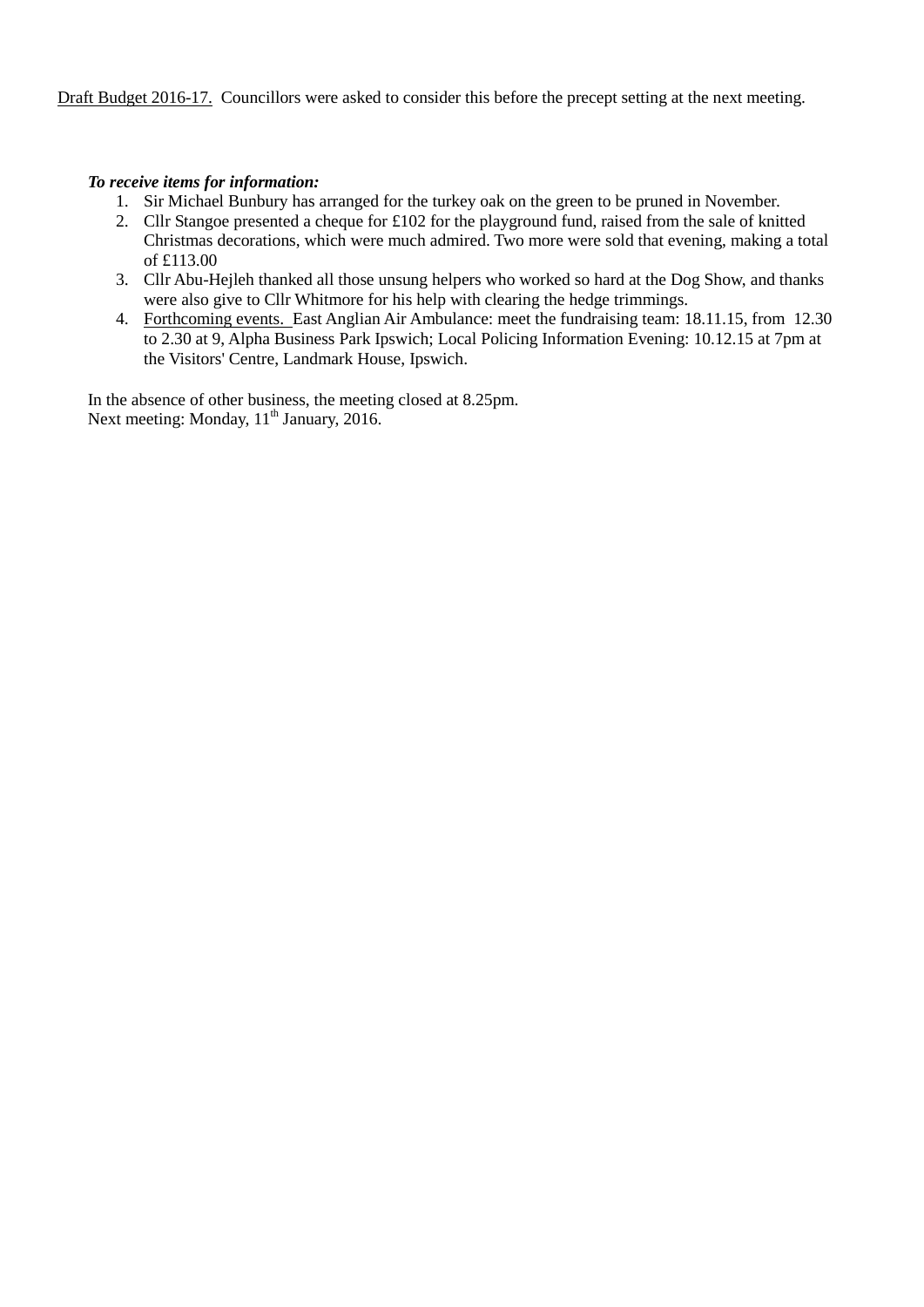<u>Draft Budget 2016-17.</u> Councillors were asked to consider this before the precept setting at the next meeting.

***To receive items for information:***

1. Sir Michael Bunbury has arranged for the turkey oak on the green to be pruned in November.
2. Cllr Stangoe presented a cheque for £102 for the playground fund, raised from the sale of knitted Christmas decorations, which were much admired. Two more were sold that evening, making a total of £113.00
3. Cllr Abu-Hejleh thanked all those unsung helpers who worked so hard at the Dog Show, and thanks were also give to Cllr Whitmore for his help with clearing the hedge trimmings.
4. <u>Forthcoming events.</u> East Anglian Air Ambulance: meet the fundraising team: 18.11.15, from 12.30 to 2.30 at 9, Alpha Business Park Ipswich; Local Policing Information Evening: 10.12.15 at 7pm at the Visitors' Centre, Landmark House, Ipswich.

In the absence of other business, the meeting closed at 8.25pm.
Next meeting: Monday, 11th January, 2016.